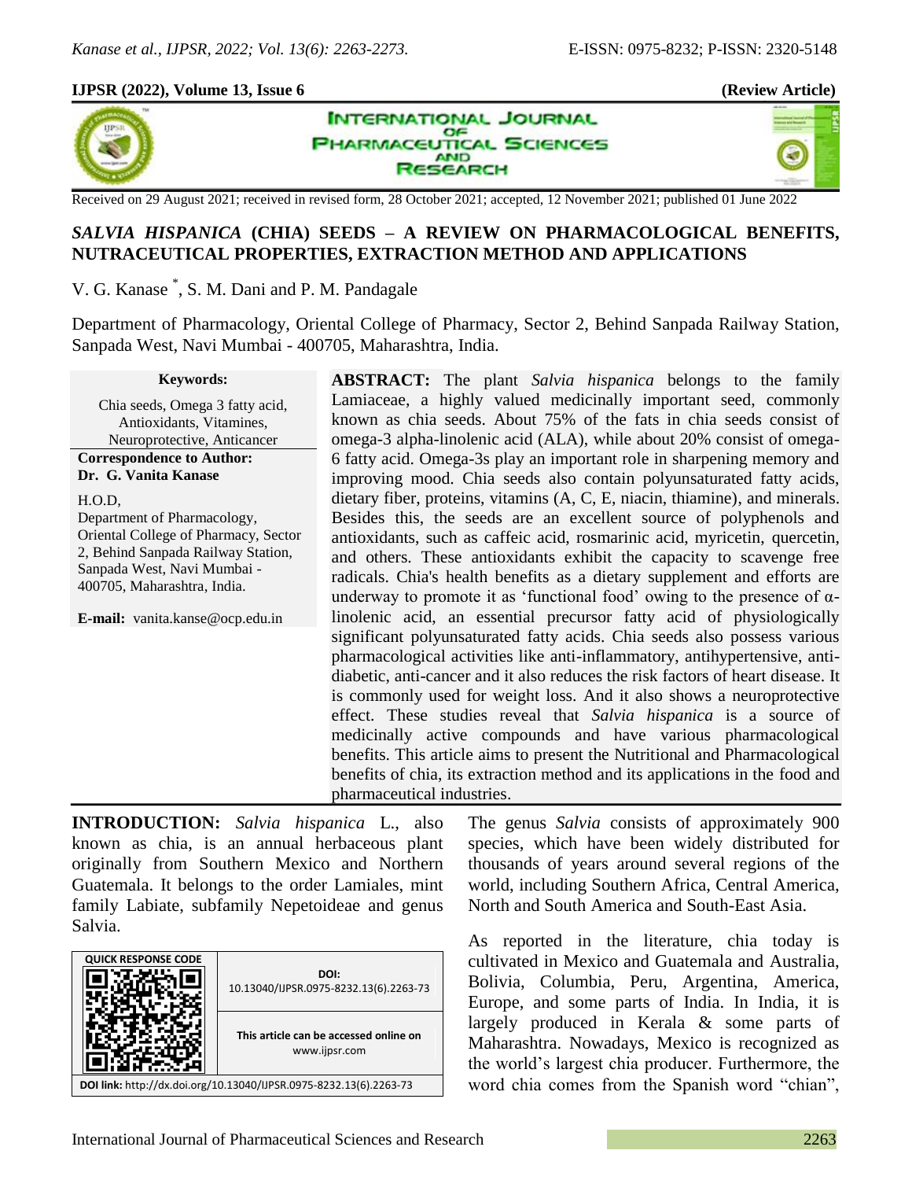**IJPSR (2022), Volume 13, Issue 6** **(Review Article)**

Received on 29 August 2021; received in revised form, 28 October 2021; accepted, 12 November 2021; published 01 June 2022

# *SALVIA HISPANICA* (CHIA) SEEDS – A REVIEW ON PHARMACOLOGICAL BENEFITS, NUTRACEUTICAL PROPERTIES, EXTRACTION METHOD AND APPLICATIONS

V. G. Kanase *, S. M. Dani and P. M. Pandagale

Department of Pharmacology, Oriental College of Pharmacy, Sector 2, Behind Sanpada Railway Station, Sanpada West, Navi Mumbai - 400705, Maharashtra, India.

**Keywords:**

Chia seeds, Omega 3 fatty acid, Antioxidants, Vitamines, Neuroprotective, Anticancer

**Correspondence to Author:**
**Dr. G. Vanita Kanase**

H.O.D,
Department of Pharmacology, Oriental College of Pharmacy, Sector 2, Behind Sanpada Railway Station, Sanpada West, Navi Mumbai - 400705, Maharashtra, India.

**E-mail:** vanita.kanse@ocp.edu.in

**ABSTRACT:** The plant *Salvia hispanica* belongs to the family Lamiaceae, a highly valued medicinally important seed, commonly known as chia seeds. About 75% of the fats in chia seeds consist of omega-3 alpha-linolenic acid (ALA), while about 20% consist of omega-6 fatty acid. Omega-3s play an important role in sharpening memory and improving mood. Chia seeds also contain polyunsaturated fatty acids, dietary fiber, proteins, vitamins (A, C, E, niacin, thiamine), and minerals. Besides this, the seeds are an excellent source of polyphenols and antioxidants, such as caffeic acid, rosmarinic acid, myricetin, quercetin, and others. These antioxidants exhibit the capacity to scavenge free radicals. Chia's health benefits as a dietary supplement and efforts are underway to promote it as 'functional food' owing to the presence of α-linolenic acid, an essential precursor fatty acid of physiologically significant polyunsaturated fatty acids. Chia seeds also possess various pharmacological activities like anti-inflammatory, antihypertensive, anti-diabetic, anti-cancer and it also reduces the risk factors of heart disease. It is commonly used for weight loss. And it also shows a neuroprotective effect. These studies reveal that *Salvia hispanica* is a source of medicinally active compounds and have various pharmacological benefits. This article aims to present the Nutritional and Pharmacological benefits of chia, its extraction method and its applications in the food and pharmaceutical industries.

**INTRODUCTION:** *Salvia hispanica* L., also known as chia, is an annual herbaceous plant originally from Southern Mexico and Northern Guatemala. It belongs to the order Lamiales, mint family Labiate, subfamily Nepetoideae and genus Salvia.

| QUICK RESPONSE CODE | DOI: 10.13040/IJPSR.0975-8232.13(6).2263-73 |
|---|---|
| | This article can be accessed online on www.ijpsr.com |
| DOI link: http://dx.doi.org/10.13040/IJPSR.0975-8232.13(6).2263-73 | |

The genus *Salvia* consists of approximately 900 species, which have been widely distributed for thousands of years around several regions of the world, including Southern Africa, Central America, North and South America and South-East Asia.

As reported in the literature, chia today is cultivated in Mexico and Guatemala and Australia, Bolivia, Columbia, Peru, Argentina, America, Europe, and some parts of India. In India, it is largely produced in Kerala & some parts of Maharashtra. Nowadays, Mexico is recognized as the world's largest chia producer. Furthermore, the word chia comes from the Spanish word "chian",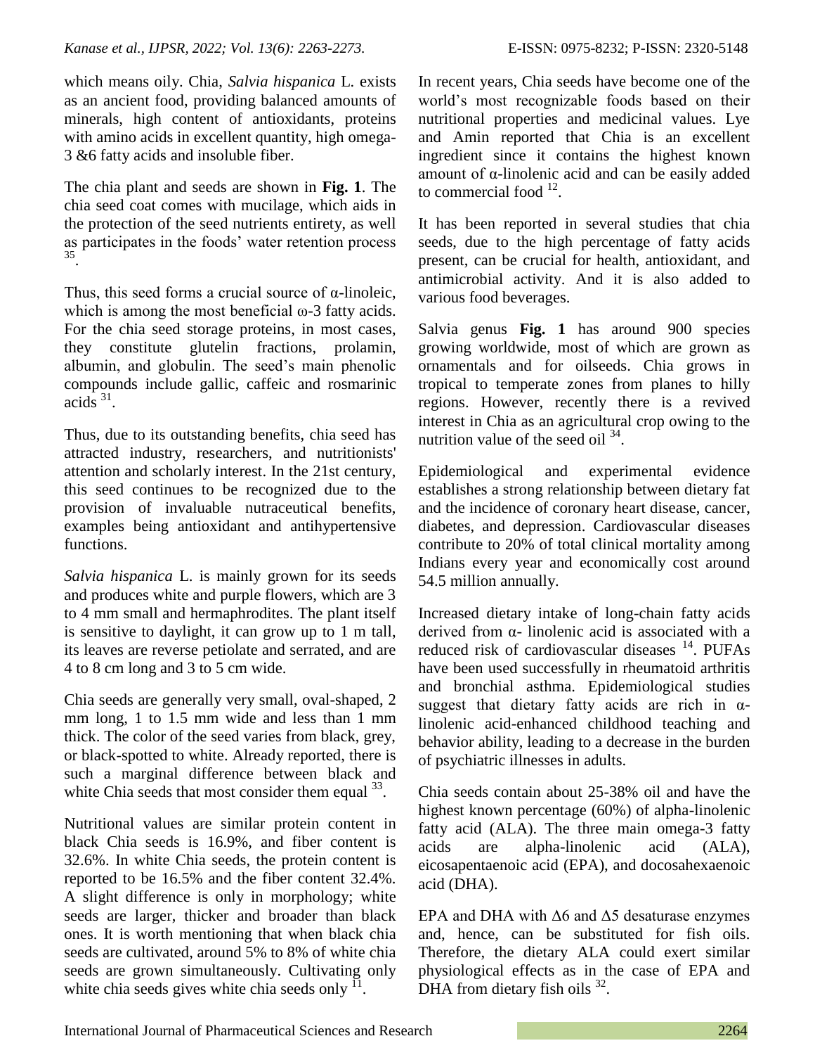which means oily. Chia, *Salvia hispanica* L. exists as an ancient food, providing balanced amounts of minerals, high content of antioxidants, proteins with amino acids in excellent quantity, high omega-3 &6 fatty acids and insoluble fiber.

The chia plant and seeds are shown in **Fig. 1**. The chia seed coat comes with mucilage, which aids in the protection of the seed nutrients entirety, as well as participates in the foods' water retention process [35].

Thus, this seed forms a crucial source of α-linoleic, which is among the most beneficial ω-3 fatty acids. For the chia seed storage proteins, in most cases, they constitute glutelin fractions, prolamin, albumin, and globulin. The seed's main phenolic compounds include gallic, caffeic and rosmarinic acids [31].

Thus, due to its outstanding benefits, chia seed has attracted industry, researchers, and nutritionists' attention and scholarly interest. In the 21st century, this seed continues to be recognized due to the provision of invaluable nutraceutical benefits, examples being antioxidant and antihypertensive functions.

*Salvia hispanica* L. is mainly grown for its seeds and produces white and purple flowers, which are 3 to 4 mm small and hermaphrodites. The plant itself is sensitive to daylight, it can grow up to 1 m tall, its leaves are reverse petiolate and serrated, and are 4 to 8 cm long and 3 to 5 cm wide.

Chia seeds are generally very small, oval-shaped, 2 mm long, 1 to 1.5 mm wide and less than 1 mm thick. The color of the seed varies from black, grey, or black-spotted to white. Already reported, there is such a marginal difference between black and white Chia seeds that most consider them equal [33].

Nutritional values are similar protein content in black Chia seeds is 16.9%, and fiber content is 32.6%. In white Chia seeds, the protein content is reported to be 16.5% and the fiber content 32.4%. A slight difference is only in morphology; white seeds are larger, thicker and broader than black ones. It is worth mentioning that when black chia seeds are cultivated, around 5% to 8% of white chia seeds are grown simultaneously. Cultivating only white chia seeds gives white chia seeds only [11].

In recent years, Chia seeds have become one of the world's most recognizable foods based on their nutritional properties and medicinal values. Lye and Amin reported that Chia is an excellent ingredient since it contains the highest known amount of α-linolenic acid and can be easily added to commercial food [12].

It has been reported in several studies that chia seeds, due to the high percentage of fatty acids present, can be crucial for health, antioxidant, and antimicrobial activity. And it is also added to various food beverages.

Salvia genus **Fig. 1** has around 900 species growing worldwide, most of which are grown as ornamentals and for oilseeds. Chia grows in tropical to temperate zones from planes to hilly regions. However, recently there is a revived interest in Chia as an agricultural crop owing to the nutrition value of the seed oil [34].

Epidemiological and experimental evidence establishes a strong relationship between dietary fat and the incidence of coronary heart disease, cancer, diabetes, and depression. Cardiovascular diseases contribute to 20% of total clinical mortality among Indians every year and economically cost around 54.5 million annually.

Increased dietary intake of long-chain fatty acids derived from α- linolenic acid is associated with a reduced risk of cardiovascular diseases [14]. PUFAs have been used successfully in rheumatoid arthritis and bronchial asthma. Epidemiological studies suggest that dietary fatty acids are rich in α-linolenic acid-enhanced childhood teaching and behavior ability, leading to a decrease in the burden of psychiatric illnesses in adults.

Chia seeds contain about 25-38% oil and have the highest known percentage (60%) of alpha-linolenic fatty acid (ALA). The three main omega-3 fatty acids are alpha-linolenic acid (ALA), eicosapentaenoic acid (EPA), and docosahexaenoic acid (DHA).

EPA and DHA with Δ6 and Δ5 desaturase enzymes and, hence, can be substituted for fish oils. Therefore, the dietary ALA could exert similar physiological effects as in the case of EPA and DHA from dietary fish oils [32].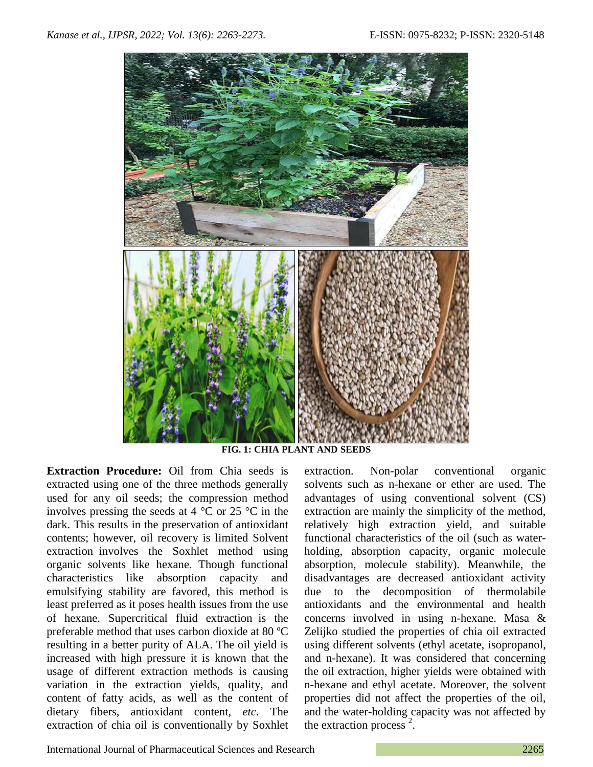FIG. 1: CHIA PLANT AND SEEDS

**Extraction Procedure:** Oil from Chia seeds is extracted using one of the three methods generally used for any oil seeds; the compression method involves pressing the seeds at 4 °C or 25 °C in the dark. This results in the preservation of antioxidant contents; however, oil recovery is limited Solvent extraction–involves the Soxhlet method using organic solvents like hexane. Though functional characteristics like absorption capacity and emulsifying stability are favored, this method is least preferred as it poses health issues from the use of hexane. Supercritical fluid extraction–is the preferable method that uses carbon dioxide at 80 ºC resulting in a better purity of ALA. The oil yield is increased with high pressure it is known that the usage of different extraction methods is causing variation in the extraction yields, quality, and content of fatty acids, as well as the content of dietary fibers, antioxidant content, *etc*. The extraction of chia oil is conventionally by Soxhlet extraction. Non-polar conventional organic solvents such as n-hexane or ether are used. The advantages of using conventional solvent (CS) extraction are mainly the simplicity of the method, relatively high extraction yield, and suitable functional characteristics of the oil (such as water-holding, absorption capacity, organic molecule absorption, molecule stability). Meanwhile, the disadvantages are decreased antioxidant activity due to the decomposition of thermolabile antioxidants and the environmental and health concerns involved in using n-hexane. Masa & Zelijko studied the properties of chia oil extracted using different solvents (ethyl acetate, isopropanol, and n-hexane). It was considered that concerning the oil extraction, higher yields were obtained with n-hexane and ethyl acetate. Moreover, the solvent properties did not affect the properties of the oil, and the water-holding capacity was not affected by the extraction process [2].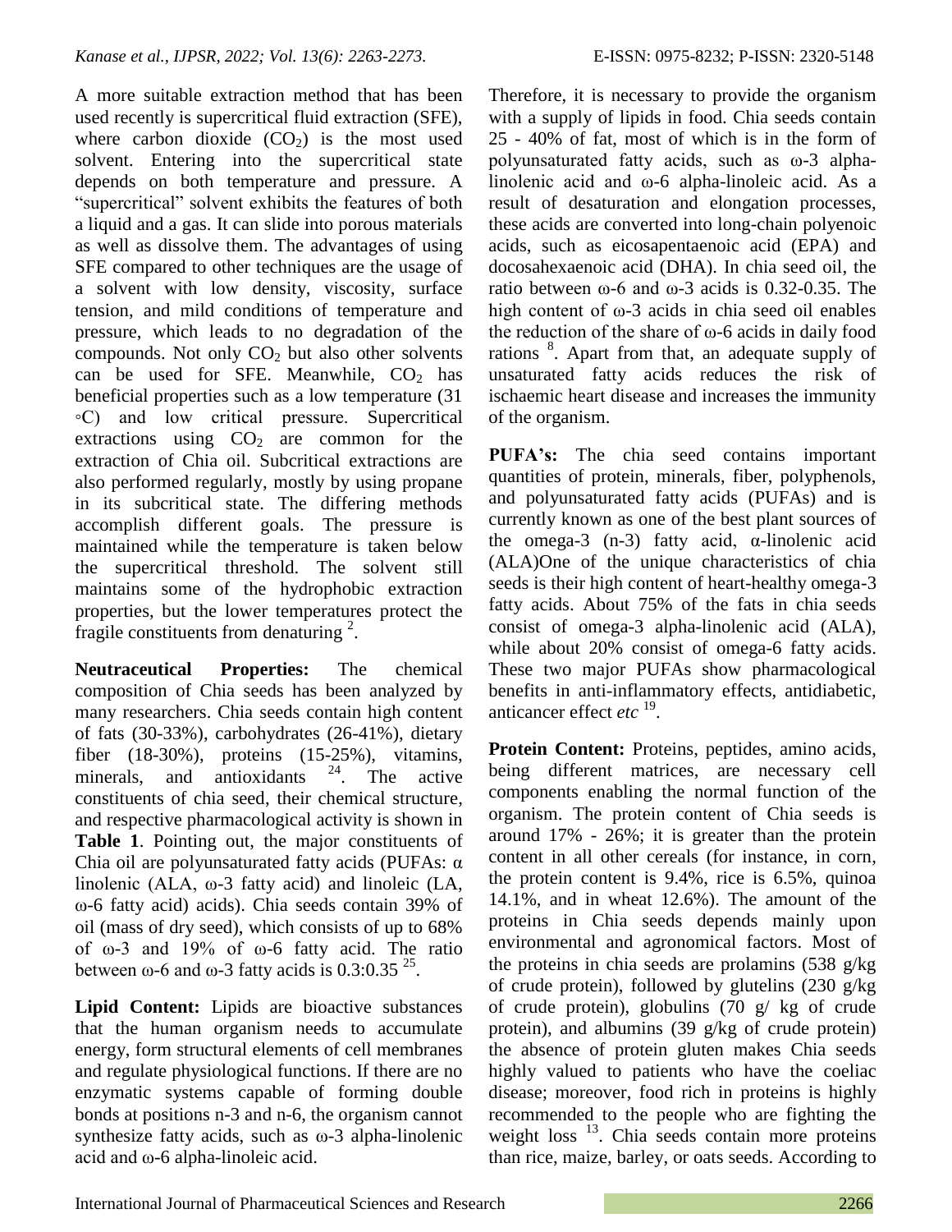A more suitable extraction method that has been used recently is supercritical fluid extraction (SFE), where carbon dioxide ($CO_2$) is the most used solvent. Entering into the supercritical state depends on both temperature and pressure. A "supercritical" solvent exhibits the features of both a liquid and a gas. It can slide into porous materials as well as dissolve them. The advantages of using SFE compared to other techniques are the usage of a solvent with low density, viscosity, surface tension, and mild conditions of temperature and pressure, which leads to no degradation of the compounds. Not only $CO_2$ but also other solvents can be used for SFE. Meanwhile, $CO_2$ has beneficial properties such as a low temperature (31 ◦C) and low critical pressure. Supercritical extractions using $CO_2$ are common for the extraction of Chia oil. Subcritical extractions are also performed regularly, mostly by using propane in its subcritical state. The differing methods accomplish different goals. The pressure is maintained while the temperature is taken below the supercritical threshold. The solvent still maintains some of the hydrophobic extraction properties, but the lower temperatures protect the fragile constituents from denaturing [2].

**Neutraceutical Properties:** The chemical composition of Chia seeds has been analyzed by many researchers. Chia seeds contain high content of fats (30-33%), carbohydrates (26-41%), dietary fiber (18-30%), proteins (15-25%), vitamins, minerals, and antioxidants [24]. The active constituents of chia seed, their chemical structure, and respective pharmacological activity is shown in **Table 1**. Pointing out, the major constituents of Chia oil are polyunsaturated fatty acids (PUFAs: α linolenic (ALA, ω-3 fatty acid) and linoleic (LA, ω-6 fatty acid) acids). Chia seeds contain 39% of oil (mass of dry seed), which consists of up to 68% of ω-3 and 19% of ω-6 fatty acid. The ratio between ω-6 and ω-3 fatty acids is 0.3:0.35 [25].

**Lipid Content:** Lipids are bioactive substances that the human organism needs to accumulate energy, form structural elements of cell membranes and regulate physiological functions. If there are no enzymatic systems capable of forming double bonds at positions n-3 and n-6, the organism cannot synthesize fatty acids, such as ω-3 alpha-linolenic acid and ω-6 alpha-linoleic acid. Therefore, it is necessary to provide the organism with a supply of lipids in food. Chia seeds contain 25 - 40% of fat, most of which is in the form of polyunsaturated fatty acids, such as ω-3 alpha-linolenic acid and ω-6 alpha-linoleic acid. As a result of desaturation and elongation processes, these acids are converted into long-chain polyenoic acids, such as eicosapentaenoic acid (EPA) and docosahexaenoic acid (DHA). In chia seed oil, the ratio between ω-6 and ω-3 acids is 0.32-0.35. The high content of ω-3 acids in chia seed oil enables the reduction of the share of ω-6 acids in daily food rations [8]. Apart from that, an adequate supply of unsaturated fatty acids reduces the risk of ischaemic heart disease and increases the immunity of the organism.

**PUFA's:** The chia seed contains important quantities of protein, minerals, fiber, polyphenols, and polyunsaturated fatty acids (PUFAs) and is currently known as one of the best plant sources of the omega-3 (n-3) fatty acid, α-linolenic acid (ALA)One of the unique characteristics of chia seeds is their high content of heart-healthy omega-3 fatty acids. About 75% of the fats in chia seeds consist of omega-3 alpha-linolenic acid (ALA), while about 20% consist of omega-6 fatty acids. These two major PUFAs show pharmacological benefits in anti-inflammatory effects, antidiabetic, anticancer effect *etc* [19].

**Protein Content:** Proteins, peptides, amino acids, being different matrices, are necessary cell components enabling the normal function of the organism. The protein content of Chia seeds is around 17% - 26%; it is greater than the protein content in all other cereals (for instance, in corn, the protein content is 9.4%, rice is 6.5%, quinoa 14.1%, and in wheat 12.6%). The amount of the proteins in Chia seeds depends mainly upon environmental and agronomical factors. Most of the proteins in chia seeds are prolamins (538 g/kg of crude protein), followed by glutelins (230 g/kg of crude protein), globulins (70 g/ kg of crude protein), and albumins (39 g/kg of crude protein) the absence of protein gluten makes Chia seeds highly valued to patients who have the coeliac disease; moreover, food rich in proteins is highly recommended to the people who are fighting the weight loss [13]. Chia seeds contain more proteins than rice, maize, barley, or oats seeds. According to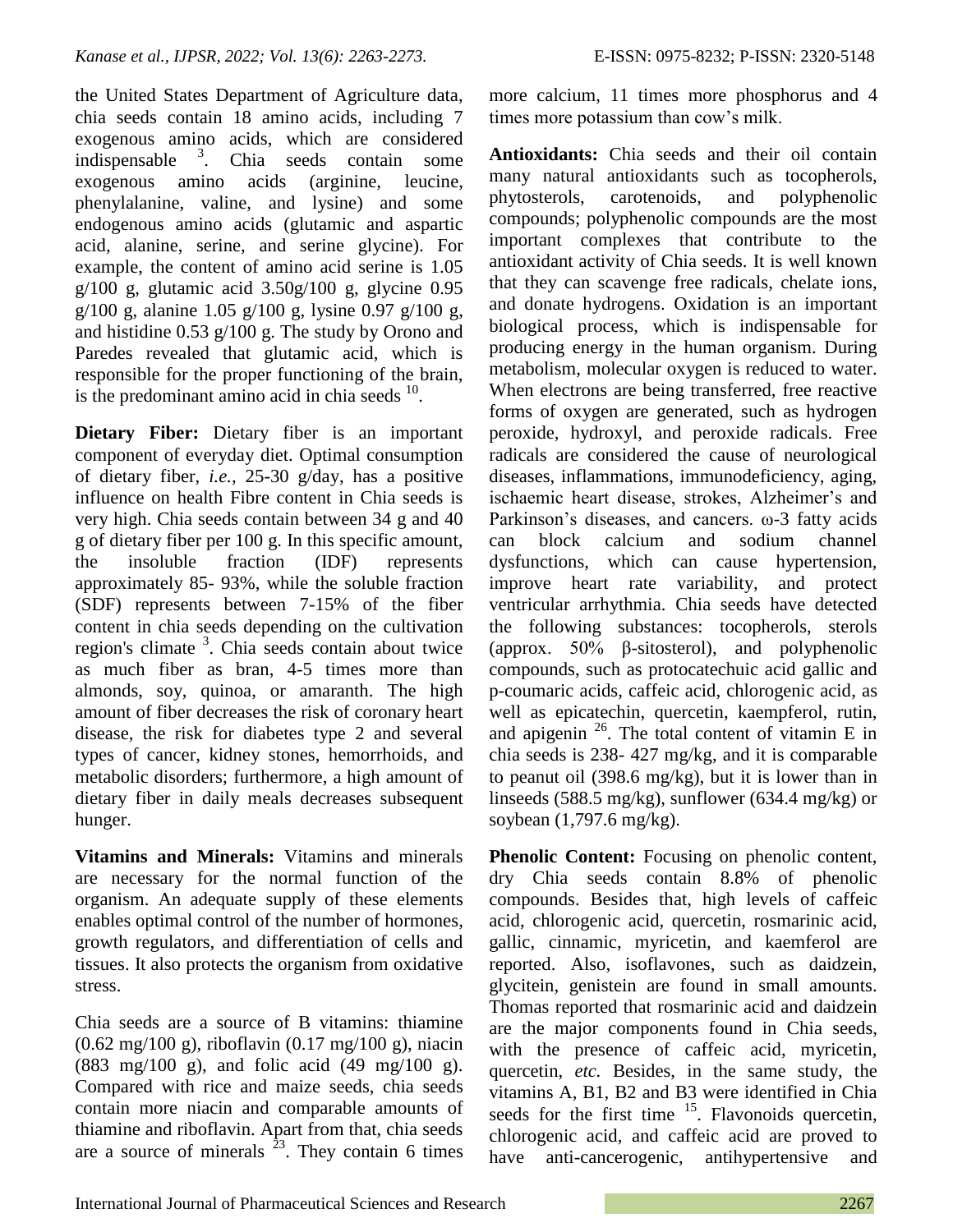the United States Department of Agriculture data, chia seeds contain 18 amino acids, including 7 exogenous amino acids, which are considered indispensable [3]. Chia seeds contain some exogenous amino acids (arginine, leucine, phenylalanine, valine, and lysine) and some endogenous amino acids (glutamic and aspartic acid, alanine, serine, and serine glycine). For example, the content of amino acid serine is 1.05 g/100 g, glutamic acid 3.50g/100 g, glycine 0.95 g/100 g, alanine 1.05 g/100 g, lysine 0.97 g/100 g, and histidine 0.53 g/100 g. The study by Orono and Paredes revealed that glutamic acid, which is responsible for the proper functioning of the brain, is the predominant amino acid in chia seeds [10].

**Dietary Fiber:** Dietary fiber is an important component of everyday diet. Optimal consumption of dietary fiber, *i.e.*, 25-30 g/day, has a positive influence on health Fibre content in Chia seeds is very high. Chia seeds contain between 34 g and 40 g of dietary fiber per 100 g. In this specific amount, the insoluble fraction (IDF) represents approximately 85- 93%, while the soluble fraction (SDF) represents between 7-15% of the fiber content in chia seeds depending on the cultivation region's climate [3]. Chia seeds contain about twice as much fiber as bran, 4-5 times more than almonds, soy, quinoa, or amaranth. The high amount of fiber decreases the risk of coronary heart disease, the risk for diabetes type 2 and several types of cancer, kidney stones, hemorrhoids, and metabolic disorders; furthermore, a high amount of dietary fiber in daily meals decreases subsequent hunger.

**Vitamins and Minerals:** Vitamins and minerals are necessary for the normal function of the organism. An adequate supply of these elements enables optimal control of the number of hormones, growth regulators, and differentiation of cells and tissues. It also protects the organism from oxidative stress.

Chia seeds are a source of B vitamins: thiamine (0.62 mg/100 g), riboflavin (0.17 mg/100 g), niacin (883 mg/100 g), and folic acid (49 mg/100 g). Compared with rice and maize seeds, chia seeds contain more niacin and comparable amounts of thiamine and riboflavin. Apart from that, chia seeds are a source of minerals [23]. They contain 6 times more calcium, 11 times more phosphorus and 4 times more potassium than cow's milk.

**Antioxidants:** Chia seeds and their oil contain many natural antioxidants such as tocopherols, phytosterols, carotenoids, and polyphenolic compounds; polyphenolic compounds are the most important complexes that contribute to the antioxidant activity of Chia seeds. It is well known that they can scavenge free radicals, chelate ions, and donate hydrogens. Oxidation is an important biological process, which is indispensable for producing energy in the human organism. During metabolism, molecular oxygen is reduced to water. When electrons are being transferred, free reactive forms of oxygen are generated, such as hydrogen peroxide, hydroxyl, and peroxide radicals. Free radicals are considered the cause of neurological diseases, inflammations, immunodeficiency, aging, ischaemic heart disease, strokes, Alzheimer's and Parkinson's diseases, and cancers. ω-3 fatty acids can block calcium and sodium channel dysfunctions, which can cause hypertension, improve heart rate variability, and protect ventricular arrhythmia. Chia seeds have detected the following substances: tocopherols, sterols (approx. 50% β-sitosterol), and polyphenolic compounds, such as protocatechuic acid gallic and p-coumaric acids, caffeic acid, chlorogenic acid, as well as epicatechin, quercetin, kaempferol, rutin, and apigenin [26]. The total content of vitamin E in chia seeds is 238- 427 mg/kg, and it is comparable to peanut oil (398.6 mg/kg), but it is lower than in linseeds (588.5 mg/kg), sunflower (634.4 mg/kg) or soybean (1,797.6 mg/kg).

**Phenolic Content:** Focusing on phenolic content, dry Chia seeds contain 8.8% of phenolic compounds. Besides that, high levels of caffeic acid, chlorogenic acid, quercetin, rosmarinic acid, gallic, cinnamic, myricetin, and kaemferol are reported. Also, isoflavones, such as daidzein, glycitein, genistein are found in small amounts. Thomas reported that rosmarinic acid and daidzein are the major components found in Chia seeds, with the presence of caffeic acid, myricetin, quercetin, *etc.* Besides, in the same study, the vitamins A, B1, B2 and B3 were identified in Chia seeds for the first time [15]. Flavonoids quercetin, chlorogenic acid, and caffeic acid are proved to have anti-cancerogenic, antihypertensive and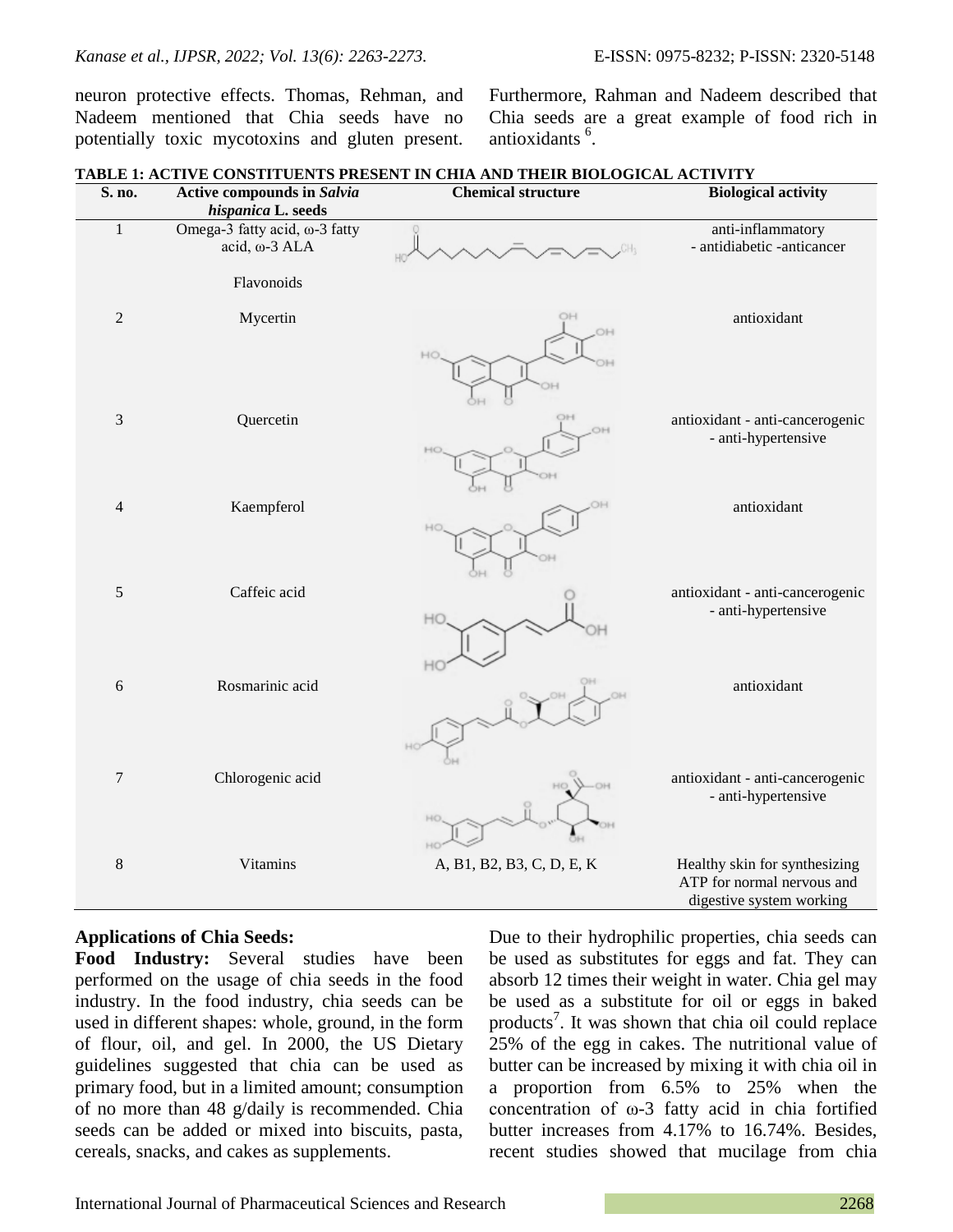neuron protective effects. Thomas, Rehman, and Nadeem mentioned that Chia seeds have no potentially toxic mycotoxins and gluten present. Furthermore, Rahman and Nadeem described that Chia seeds are a great example of food rich in antioxidants [6].

**TABLE 1: ACTIVE CONSTITUENTS PRESENT IN CHIA AND THEIR BIOLOGICAL ACTIVITY**

| S. no. | Active compounds in *Salvia hispanica* L. seeds | Chemical structure | Biological activity |
|---|---|---|---|
| 1 | Omega-3 fatty acid, ω-3 fatty acid, ω-3 ALA | | anti-inflammatory - antidiabetic -anticancer |
| | Flavonoids | | |
| 2 | Mycertin | | antioxidant |
| 3 | Quercetin | | antioxidant - anti-cancerogenic - anti-hypertensive |
| 4 | Kaempferol | | antioxidant |
| 5 | Caffeic acid | | antioxidant - anti-cancerogenic - anti-hypertensive |
| 6 | Rosmarinic acid | | antioxidant |
| 7 | Chlorogenic acid | | antioxidant - anti-cancerogenic - anti-hypertensive |
| 8 | Vitamins | A, B1, B2, B3, C, D, E, K | Healthy skin for synthesizing ATP for normal nervous and digestive system working |

**Applications of Chia Seeds:**

**Food Industry:** Several studies have been performed on the usage of chia seeds in the food industry. In the food industry, chia seeds can be used in different shapes: whole, ground, in the form of flour, oil, and gel. In 2000, the US Dietary guidelines suggested that chia can be used as primary food, but in a limited amount; consumption of no more than 48 g/daily is recommended. Chia seeds can be added or mixed into biscuits, pasta, cereals, snacks, and cakes as supplements.

Due to their hydrophilic properties, chia seeds can be used as substitutes for eggs and fat. They can absorb 12 times their weight in water. Chia gel may be used as a substitute for oil or eggs in baked products[7]. It was shown that chia oil could replace 25% of the egg in cakes. The nutritional value of butter can be increased by mixing it with chia oil in a proportion from 6.5% to 25% when the concentration of ω-3 fatty acid in chia fortified butter increases from 4.17% to 16.74%. Besides, recent studies showed that mucilage from chia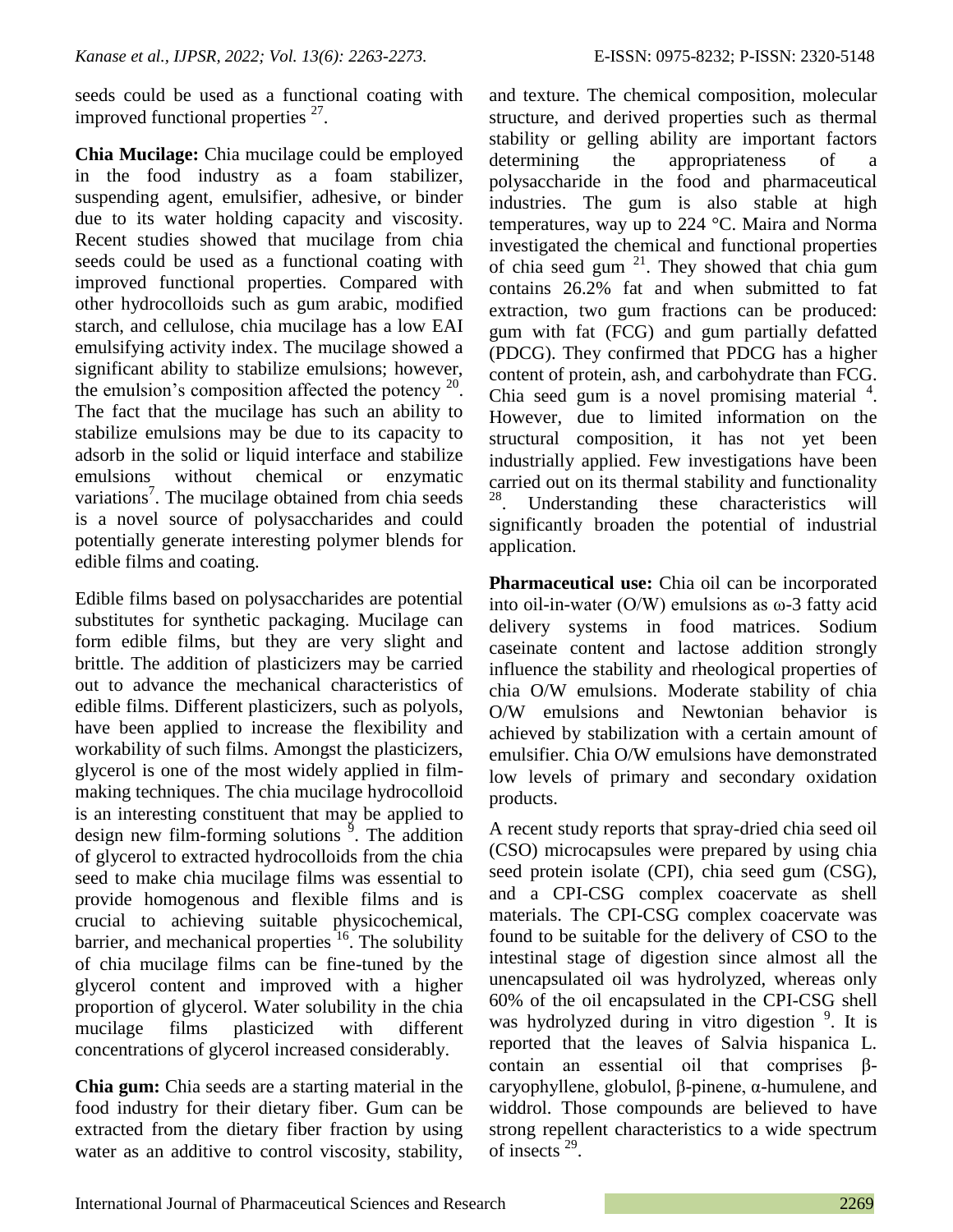seeds could be used as a functional coating with improved functional properties [27].

**Chia Mucilage:** Chia mucilage could be employed in the food industry as a foam stabilizer, suspending agent, emulsifier, adhesive, or binder due to its water holding capacity and viscosity. Recent studies showed that mucilage from chia seeds could be used as a functional coating with improved functional properties. Compared with other hydrocolloids such as gum arabic, modified starch, and cellulose, chia mucilage has a low EAI emulsifying activity index. The mucilage showed a significant ability to stabilize emulsions; however, the emulsion's composition affected the potency [20]. The fact that the mucilage has such an ability to stabilize emulsions may be due to its capacity to adsorb in the solid or liquid interface and stabilize emulsions without chemical or enzymatic variations[7]. The mucilage obtained from chia seeds is a novel source of polysaccharides and could potentially generate interesting polymer blends for edible films and coating.

Edible films based on polysaccharides are potential substitutes for synthetic packaging. Mucilage can form edible films, but they are very slight and brittle. The addition of plasticizers may be carried out to advance the mechanical characteristics of edible films. Different plasticizers, such as polyols, have been applied to increase the flexibility and workability of such films. Amongst the plasticizers, glycerol is one of the most widely applied in film-making techniques. The chia mucilage hydrocolloid is an interesting constituent that may be applied to design new film-forming solutions [9]. The addition of glycerol to extracted hydrocolloids from the chia seed to make chia mucilage films was essential to provide homogenous and flexible films and is crucial to achieving suitable physicochemical, barrier, and mechanical properties [16]. The solubility of chia mucilage films can be fine-tuned by the glycerol content and improved with a higher proportion of glycerol. Water solubility in the chia mucilage films plasticized with different concentrations of glycerol increased considerably.

**Chia gum:** Chia seeds are a starting material in the food industry for their dietary fiber. Gum can be extracted from the dietary fiber fraction by using water as an additive to control viscosity, stability, and texture. The chemical composition, molecular structure, and derived properties such as thermal stability or gelling ability are important factors determining the appropriateness of a polysaccharide in the food and pharmaceutical industries. The gum is also stable at high temperatures, way up to 224 °C. Maira and Norma investigated the chemical and functional properties of chia seed gum [21]. They showed that chia gum contains 26.2% fat and when submitted to fat extraction, two gum fractions can be produced: gum with fat (FCG) and gum partially defatted (PDCG). They confirmed that PDCG has a higher content of protein, ash, and carbohydrate than FCG. Chia seed gum is a novel promising material [4]. However, due to limited information on the structural composition, it has not yet been industrially applied. Few investigations have been carried out on its thermal stability and functionality [28]. Understanding these characteristics will significantly broaden the potential of industrial application.

**Pharmaceutical use:** Chia oil can be incorporated into oil-in-water (O/W) emulsions as ω-3 fatty acid delivery systems in food matrices. Sodium caseinate content and lactose addition strongly influence the stability and rheological properties of chia O/W emulsions. Moderate stability of chia O/W emulsions and Newtonian behavior is achieved by stabilization with a certain amount of emulsifier. Chia O/W emulsions have demonstrated low levels of primary and secondary oxidation products.

A recent study reports that spray-dried chia seed oil (CSO) microcapsules were prepared by using chia seed protein isolate (CPI), chia seed gum (CSG), and a CPI-CSG complex coacervate as shell materials. The CPI-CSG complex coacervate was found to be suitable for the delivery of CSO to the intestinal stage of digestion since almost all the unencapsulated oil was hydrolyzed, whereas only 60% of the oil encapsulated in the CPI-CSG shell was hydrolyzed during in vitro digestion [9]. It is reported that the leaves of Salvia hispanica L. contain an essential oil that comprises β-caryophyllene, globulol, β-pinene, α-humulene, and widdrol. Those compounds are believed to have strong repellent characteristics to a wide spectrum of insects [29].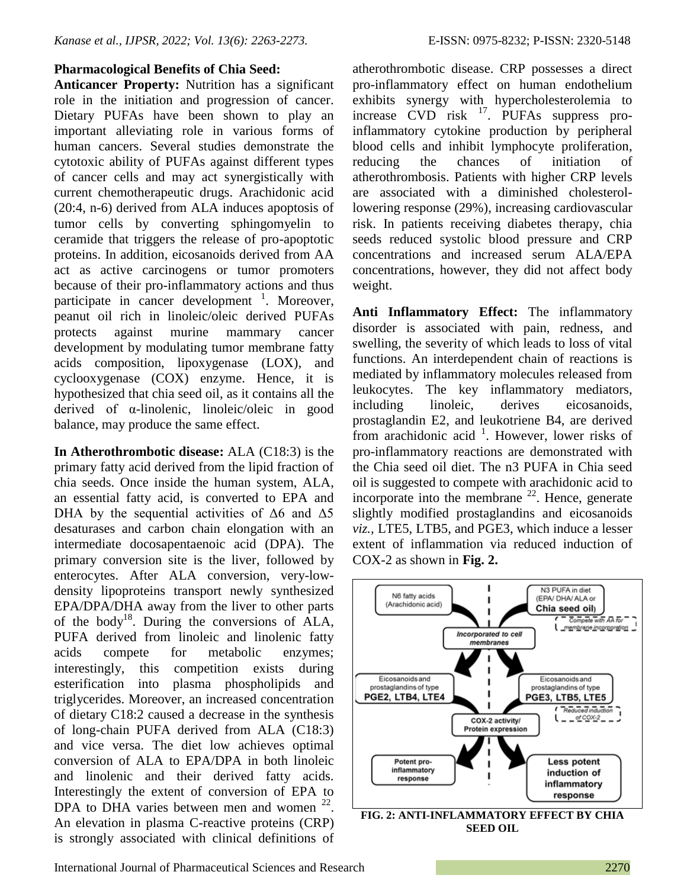**Pharmacological Benefits of Chia Seed:**

**Anticancer Property:** Nutrition has a significant role in the initiation and progression of cancer. Dietary PUFAs have been shown to play an important alleviating role in various forms of human cancers. Several studies demonstrate the cytotoxic ability of PUFAs against different types of cancer cells and may act synergistically with current chemotherapeutic drugs. Arachidonic acid (20:4, n-6) derived from ALA induces apoptosis of tumor cells by converting sphingomyelin to ceramide that triggers the release of pro-apoptotic proteins. In addition, eicosanoids derived from AA act as active carcinogens or tumor promoters because of their pro-inflammatory actions and thus participate in cancer development [1]. Moreover, peanut oil rich in linoleic/oleic derived PUFAs protects against murine mammary cancer development by modulating tumor membrane fatty acids composition, lipoxygenase (LOX), and cyclooxygenase (COX) enzyme. Hence, it is hypothesized that chia seed oil, as it contains all the derived of α-linolenic, linoleic/oleic in good balance, may produce the same effect.

**In Atherothrombotic disease:** ALA (C18:3) is the primary fatty acid derived from the lipid fraction of chia seeds. Once inside the human system, ALA, an essential fatty acid, is converted to EPA and DHA by the sequential activities of Δ6 and Δ5 desaturases and carbon chain elongation with an intermediate docosapentaenoic acid (DPA). The primary conversion site is the liver, followed by enterocytes. After ALA conversion, very-low-density lipoproteins transport newly synthesized EPA/DPA/DHA away from the liver to other parts of the body[18]. During the conversions of ALA, PUFA derived from linoleic and linolenic fatty acids compete for metabolic enzymes; interestingly, this competition exists during esterification into plasma phospholipids and triglycerides. Moreover, an increased concentration of dietary C18:2 caused a decrease in the synthesis of long-chain PUFA derived from ALA (C18:3) and vice versa. The diet low achieves optimal conversion of ALA to EPA/DPA in both linoleic and linolenic and their derived fatty acids. Interestingly the extent of conversion of EPA to DPA to DHA varies between men and women [22]. An elevation in plasma C-reactive proteins (CRP) is strongly associated with clinical definitions of atherothrombotic disease. CRP possesses a direct pro-inflammatory effect on human endothelium exhibits synergy with hypercholesterolemia to increase CVD risk [17]. PUFAs suppress pro-inflammatory cytokine production by peripheral blood cells and inhibit lymphocyte proliferation, reducing the chances of initiation of atherothrombosis. Patients with higher CRP levels are associated with a diminished cholesterol-lowering response (29%), increasing cardiovascular risk. In patients receiving diabetes therapy, chia seeds reduced systolic blood pressure and CRP concentrations and increased serum ALA/EPA concentrations, however, they did not affect body weight.

**Anti Inflammatory Effect:** The inflammatory disorder is associated with pain, redness, and swelling, the severity of which leads to loss of vital functions. An interdependent chain of reactions is mediated by inflammatory molecules released from leukocytes. The key inflammatory mediators, including linoleic, derives eicosanoids, prostaglandin E2, and leukotriene B4, are derived from arachidonic acid [1]. However, lower risks of pro-inflammatory reactions are demonstrated with the Chia seed oil diet. The n3 PUFA in Chia seed oil is suggested to compete with arachidonic acid to incorporate into the membrane [22]. Hence, generate slightly modified prostaglandins and eicosanoids *viz.*, LTE5, LTB5, and PGE3, which induce a lesser extent of inflammation via reduced induction of COX-2 as shown in **Fig. 2.**

**FIG. 2: ANTI-INFLAMMATORY EFFECT BY CHIA SEED OIL**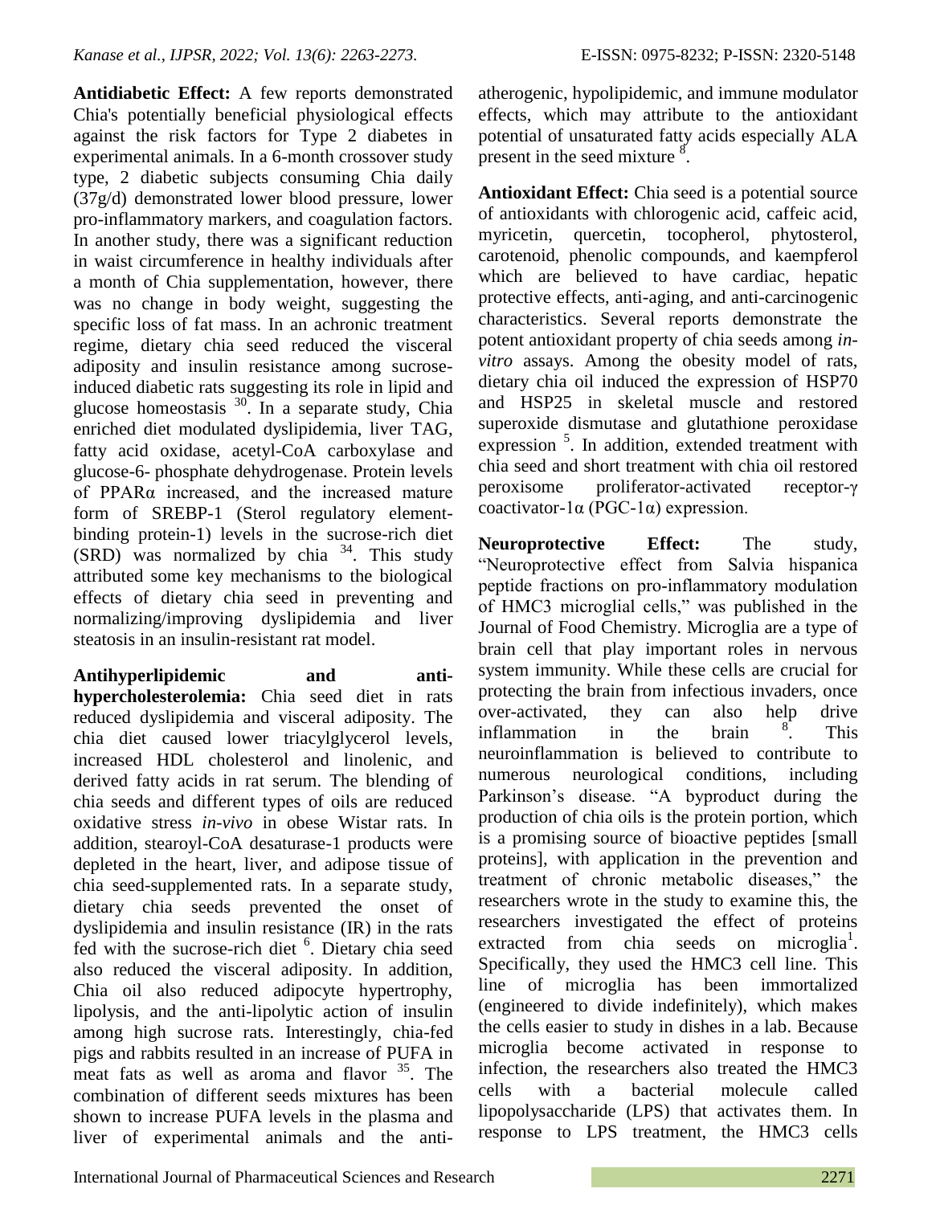**Antidiabetic Effect:** A few reports demonstrated Chia's potentially beneficial physiological effects against the risk factors for Type 2 diabetes in experimental animals. In a 6-month crossover study type, 2 diabetic subjects consuming Chia daily (37g/d) demonstrated lower blood pressure, lower pro-inflammatory markers, and coagulation factors. In another study, there was a significant reduction in waist circumference in healthy individuals after a month of Chia supplementation, however, there was no change in body weight, suggesting the specific loss of fat mass. In an achronic treatment regime, dietary chia seed reduced the visceral adiposity and insulin resistance among sucrose-induced diabetic rats suggesting its role in lipid and glucose homeostasis [30]. In a separate study, Chia enriched diet modulated dyslipidemia, liver TAG, fatty acid oxidase, acetyl-CoA carboxylase and glucose-6- phosphate dehydrogenase. Protein levels of PPARα increased, and the increased mature form of SREBP-1 (Sterol regulatory element-binding protein-1) levels in the sucrose-rich diet (SRD) was normalized by chia [34]. This study attributed some key mechanisms to the biological effects of dietary chia seed in preventing and normalizing/improving dyslipidemia and liver steatosis in an insulin-resistant rat model.

**Antihyperlipidemic and anti-hypercholesterolemia:** Chia seed diet in rats reduced dyslipidemia and visceral adiposity. The chia diet caused lower triacylglycerol levels, increased HDL cholesterol and linolenic, and derived fatty acids in rat serum. The blending of chia seeds and different types of oils are reduced oxidative stress *in-vivo* in obese Wistar rats. In addition, stearoyl-CoA desaturase-1 products were depleted in the heart, liver, and adipose tissue of chia seed-supplemented rats. In a separate study, dietary chia seeds prevented the onset of dyslipidemia and insulin resistance (IR) in the rats fed with the sucrose-rich diet [6]. Dietary chia seed also reduced the visceral adiposity. In addition, Chia oil also reduced adipocyte hypertrophy, lipolysis, and the anti-lipolytic action of insulin among high sucrose rats. Interestingly, chia-fed pigs and rabbits resulted in an increase of PUFA in meat fats as well as aroma and flavor [35]. The combination of different seeds mixtures has been shown to increase PUFA levels in the plasma and liver of experimental animals and the anti-atherogenic, hypolipidemic, and immune modulator effects, which may attribute to the antioxidant potential of unsaturated fatty acids especially ALA present in the seed mixture [8].

**Antioxidant Effect:** Chia seed is a potential source of antioxidants with chlorogenic acid, caffeic acid, myricetin, quercetin, tocopherol, phytosterol, carotenoid, phenolic compounds, and kaempferol which are believed to have cardiac, hepatic protective effects, anti-aging, and anti-carcinogenic characteristics. Several reports demonstrate the potent antioxidant property of chia seeds among *in-vitro* assays. Among the obesity model of rats, dietary chia oil induced the expression of HSP70 and HSP25 in skeletal muscle and restored superoxide dismutase and glutathione peroxidase expression [5]. In addition, extended treatment with chia seed and short treatment with chia oil restored peroxisome proliferator-activated receptor-γ coactivator-1α (PGC-1α) expression.

**Neuroprotective Effect:** The study, "Neuroprotective effect from Salvia hispanica peptide fractions on pro-inflammatory modulation of HMC3 microglial cells," was published in the Journal of Food Chemistry. Microglia are a type of brain cell that play important roles in nervous system immunity. While these cells are crucial for protecting the brain from infectious invaders, once over-activated, they can also help drive inflammation in the brain [8]. This neuroinflammation is believed to contribute to numerous neurological conditions, including Parkinson's disease. "A byproduct during the production of chia oils is the protein portion, which is a promising source of bioactive peptides [small proteins], with application in the prevention and treatment of chronic metabolic diseases," the researchers wrote in the study to examine this, the researchers investigated the effect of proteins extracted from chia seeds on microglia[1]. Specifically, they used the HMC3 cell line. This line of microglia has been immortalized (engineered to divide indefinitely), which makes the cells easier to study in dishes in a lab. Because microglia become activated in response to infection, the researchers also treated the HMC3 cells with a bacterial molecule called lipopolysaccharide (LPS) that activates them. In response to LPS treatment, the HMC3 cells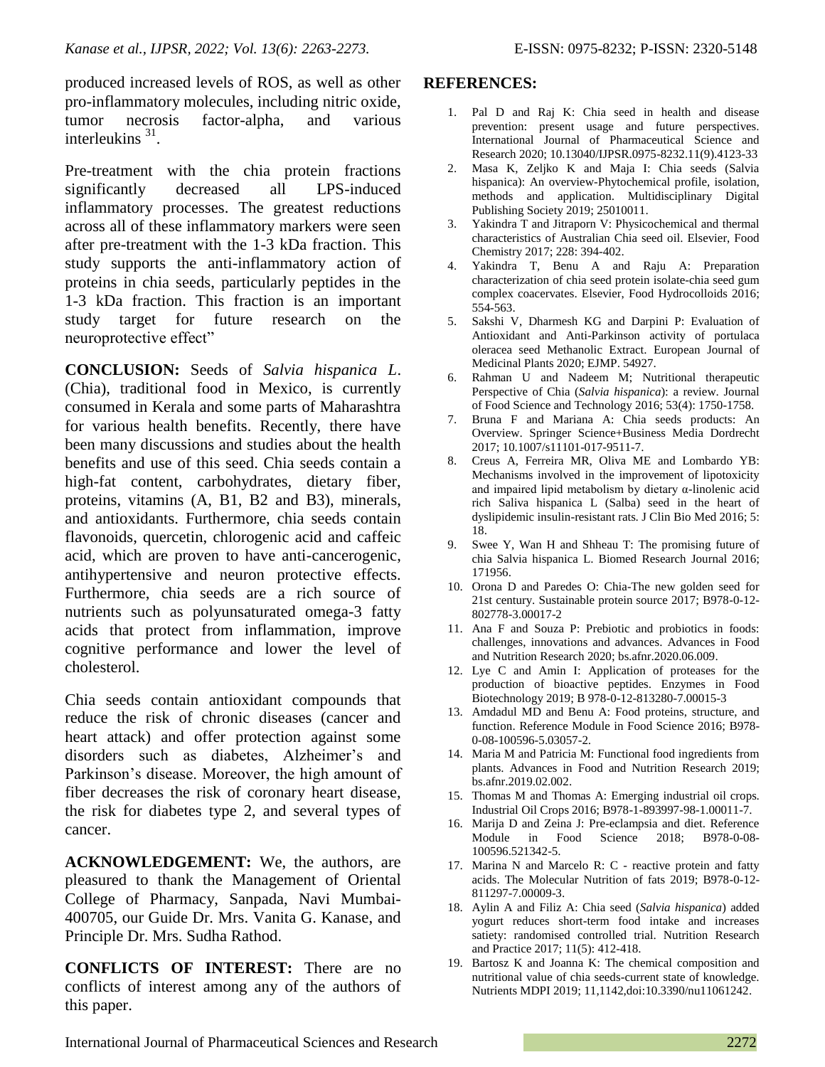produced increased levels of ROS, as well as other pro-inflammatory molecules, including nitric oxide, tumor necrosis factor-alpha, and various interleukins [31].

Pre-treatment with the chia protein fractions significantly decreased all LPS-induced inflammatory processes. The greatest reductions across all of these inflammatory markers were seen after pre-treatment with the 1-3 kDa fraction. This study supports the anti-inflammatory action of proteins in chia seeds, particularly peptides in the 1-3 kDa fraction. This fraction is an important study target for future research on the neuroprotective effect"

**CONCLUSION:** Seeds of *Salvia hispanica L*. (Chia), traditional food in Mexico, is currently consumed in Kerala and some parts of Maharashtra for various health benefits. Recently, there have been many discussions and studies about the health benefits and use of this seed. Chia seeds contain a high-fat content, carbohydrates, dietary fiber, proteins, vitamins (A, B1, B2 and B3), minerals, and antioxidants. Furthermore, chia seeds contain flavonoids, quercetin, chlorogenic acid and caffeic acid, which are proven to have anti-cancerogenic, antihypertensive and neuron protective effects. Furthermore, chia seeds are a rich source of nutrients such as polyunsaturated omega-3 fatty acids that protect from inflammation, improve cognitive performance and lower the level of cholesterol.

Chia seeds contain antioxidant compounds that reduce the risk of chronic diseases (cancer and heart attack) and offer protection against some disorders such as diabetes, Alzheimer's and Parkinson's disease. Moreover, the high amount of fiber decreases the risk of coronary heart disease, the risk for diabetes type 2, and several types of cancer.

**ACKNOWLEDGEMENT:** We, the authors, are pleasured to thank the Management of Oriental College of Pharmacy, Sanpada, Navi Mumbai-400705, our Guide Dr. Mrs. Vanita G. Kanase, and Principle Dr. Mrs. Sudha Rathod.

**CONFLICTS OF INTEREST:** There are no conflicts of interest among any of the authors of this paper.

## REFERENCES:

1. Pal D and Raj K: Chia seed in health and disease prevention: present usage and future perspectives. International Journal of Pharmaceutical Science and Research 2020; 10.13040/IJPSR.0975-8232.11(9).4123-33
2. Masa K, Zeljko K and Maja I: Chia seeds (Salvia hispanica): An overview-Phytochemical profile, isolation, methods and application. Multidisciplinary Digital Publishing Society 2019; 25010011.
3. Yakindra T and Jitraporn V: Physicochemical and thermal characteristics of Australian Chia seed oil. Elsevier, Food Chemistry 2017; 228: 394-402.
4. Yakindra T, Benu A and Raju A: Preparation characterization of chia seed protein isolate-chia seed gum complex coacervates. Elsevier, Food Hydrocolloids 2016; 554-563.
5. Sakshi V, Dharmesh KG and Darpini P: Evaluation of Antioxidant and Anti-Parkinson activity of portulaca oleracea seed Methanolic Extract. European Journal of Medicinal Plants 2020; EJMP. 54927.
6. Rahman U and Nadeem M; Nutritional therapeutic Perspective of Chia (*Salvia hispanica*): a review. Journal of Food Science and Technology 2016; 53(4): 1750-1758.
7. Bruna F and Mariana A: Chia seeds products: An Overview. Springer Science+Business Media Dordrecht 2017; 10.1007/s11101-017-9511-7.
8. Creus A, Ferreira MR, Oliva ME and Lombardo YB: Mechanisms involved in the improvement of lipotoxicity and impaired lipid metabolism by dietary α-linolenic acid rich Saliva hispanica L (Salba) seed in the heart of dyslipidemic insulin-resistant rats. J Clin Bio Med 2016; 5: 18.
9. Swee Y, Wan H and Shheau T: The promising future of chia Salvia hispanica L. Biomed Research Journal 2016; 171956.
10. Orona D and Paredes O: Chia-The new golden seed for 21st century. Sustainable protein source 2017; B978-0-12-802778-3.00017-2
11. Ana F and Souza P: Prebiotic and probiotics in foods: challenges, innovations and advances. Advances in Food and Nutrition Research 2020; bs.afnr.2020.06.009.
12. Lye C and Amin I: Application of proteases for the production of bioactive peptides. Enzymes in Food Biotechnology 2019; B 978-0-12-813280-7.00015-3
13. Amdadul MD and Benu A: Food proteins, structure, and function. Reference Module in Food Science 2016; B978-0-08-100596-5.03057-2.
14. Maria M and Patricia M: Functional food ingredients from plants. Advances in Food and Nutrition Research 2019; bs.afnr.2019.02.002.
15. Thomas M and Thomas A: Emerging industrial oil crops. Industrial Oil Crops 2016; B978-1-893997-98-1.00011-7.
16. Marija D and Zeina J: Pre-eclampsia and diet. Reference Module in Food Science 2018; B978-0-08-100596.521342-5.
17. Marina N and Marcelo R: C - reactive protein and fatty acids. The Molecular Nutrition of fats 2019; B978-0-12-811297-7.00009-3.
18. Aylin A and Filiz A: Chia seed (*Salvia hispanica*) added yogurt reduces short-term food intake and increases satiety: randomised controlled trial. Nutrition Research and Practice 2017; 11(5): 412-418.
19. Bartosz K and Joanna K: The chemical composition and nutritional value of chia seeds-current state of knowledge. Nutrients MDPI 2019; 11,1142,doi:10.3390/nu11061242.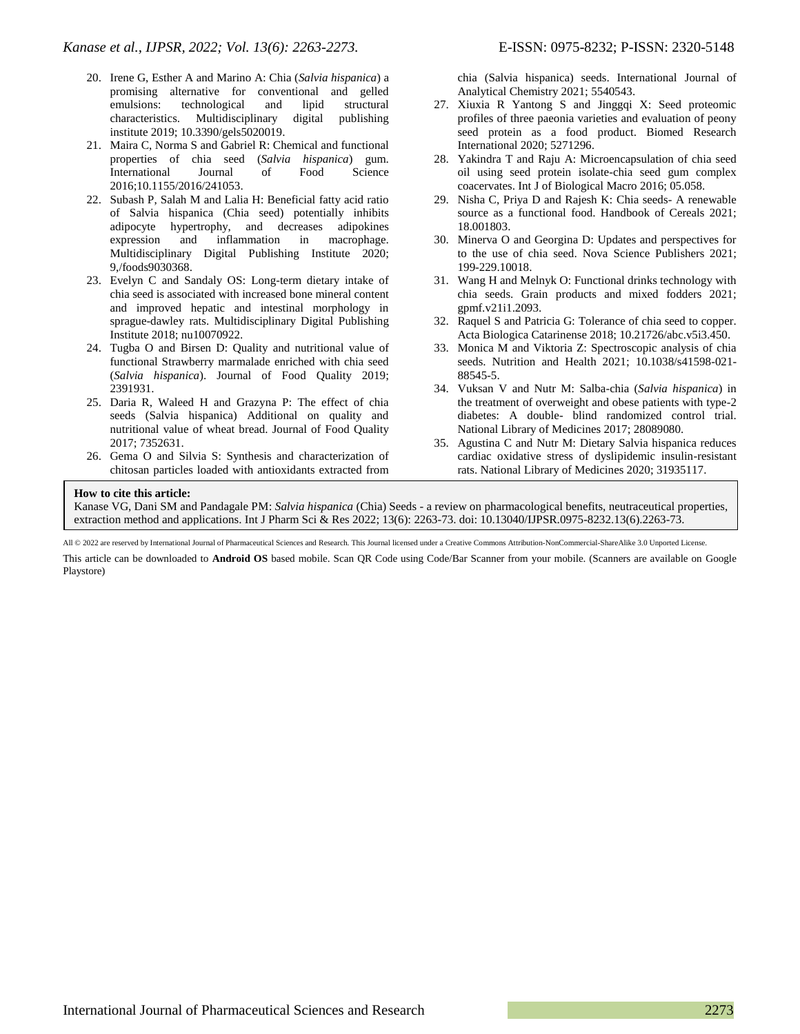20. Irene G, Esther A and Marino A: Chia (*Salvia hispanica*) a promising alternative for conventional and gelled emulsions: technological and lipid structural characteristics. Multidisciplinary digital publishing institute 2019; 10.3390/gels5020019.
21. Maira C, Norma S and Gabriel R: Chemical and functional properties of chia seed (*Salvia hispanica*) gum. International Journal of Food Science 2016;10.1155/2016/241053.
22. Subash P, Salah M and Lalia H: Beneficial fatty acid ratio of Salvia hispanica (Chia seed) potentially inhibits adipocyte hypertrophy, and decreases adipokines expression and inflammation in macrophage. Multidisciplinary Digital Publishing Institute 2020; 9,/foods9030368.
23. Evelyn C and Sandaly OS: Long-term dietary intake of chia seed is associated with increased bone mineral content and improved hepatic and intestinal morphology in sprague-dawley rats. Multidisciplinary Digital Publishing Institute 2018; nu10070922.
24. Tugba O and Birsen D: Quality and nutritional value of functional Strawberry marmalade enriched with chia seed (*Salvia hispanica*). Journal of Food Quality 2019; 2391931.
25. Daria R, Waleed H and Grazyna P: The effect of chia seeds (Salvia hispanica) Additional on quality and nutritional value of wheat bread. Journal of Food Quality 2017; 7352631.
26. Gema O and Silvia S: Synthesis and characterization of chitosan particles loaded with antioxidants extracted from chia (Salvia hispanica) seeds. International Journal of Analytical Chemistry 2021; 5540543.
27. Xiuxia R Yantong S and Jinggqi X: Seed proteomic profiles of three paeonia varieties and evaluation of peony seed protein as a food product. Biomed Research International 2020; 5271296.
28. Yakindra T and Raju A: Microencapsulation of chia seed oil using seed protein isolate-chia seed gum complex coacervates. Int J of Biological Macro 2016; 05.058.
29. Nisha C, Priya D and Rajesh K: Chia seeds- A renewable source as a functional food. Handbook of Cereals 2021; 18.001803.
30. Minerva O and Georgina D: Updates and perspectives for to the use of chia seed. Nova Science Publishers 2021; 199-229.10018.
31. Wang H and Melnyk O: Functional drinks technology with chia seeds. Grain products and mixed fodders 2021; gpmf.v21i1.2093.
32. Raquel S and Patricia G: Tolerance of chia seed to copper. Acta Biologica Catarinense 2018; 10.21726/abc.v5i3.450.
33. Monica M and Viktoria Z: Spectroscopic analysis of chia seeds. Nutrition and Health 2021; 10.1038/s41598-021-88545-5.
34. Vuksan V and Nutr M: Salba-chia (*Salvia hispanica*) in the treatment of overweight and obese patients with type-2 diabetes: A double- blind randomized control trial. National Library of Medicines 2017; 28089080.
35. Agustina C and Nutr M: Dietary Salvia hispanica reduces cardiac oxidative stress of dyslipidemic insulin-resistant rats. National Library of Medicines 2020; 31935117.

**How to cite this article:**

Kanase VG, Dani SM and Pandagale PM: *Salvia hispanica* (Chia) Seeds - a review on pharmacological benefits, neutraceutical properties, extraction method and applications. Int J Pharm Sci & Res 2022; 13(6): 2263-73. doi: 10.13040/IJPSR.0975-8232.13(6).2263-73.

All © 2022 are reserved by International Journal of Pharmaceutical Sciences and Research. This Journal licensed under a Creative Commons Attribution-NonCommercial-ShareAlike 3.0 Unported License.

This article can be downloaded to **Android OS** based mobile. Scan QR Code using Code/Bar Scanner from your mobile. (Scanners are available on Google Playstore)